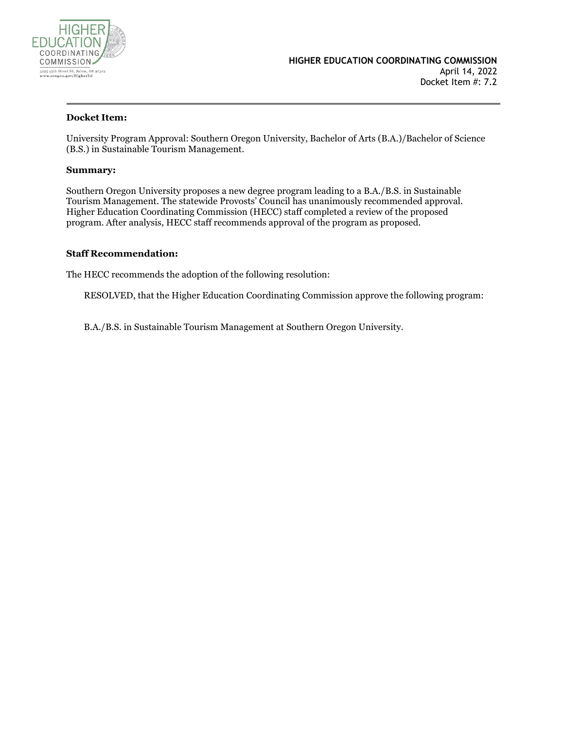HIGHER EDUCATION COORDINATING COMMISSION

3225 25th Street SE, Salem, OR 97302
www.oregon.gov/HigherEd

**HIGHER EDUCATION COORDINATING COMMISSION**
April 14, 2022
Docket Item #: 7.2

---

**Docket Item:**

University Program Approval: Southern Oregon University, Bachelor of Arts (B.A.)/Bachelor of Science (B.S.) in Sustainable Tourism Management.

**Summary:**

Southern Oregon University proposes a new degree program leading to a B.A./B.S. in Sustainable Tourism Management. The statewide Provosts' Council has unanimously recommended approval. Higher Education Coordinating Commission (HECC) staff completed a review of the proposed program. After analysis, HECC staff recommends approval of the program as proposed.

**Staff Recommendation:**

The HECC recommends the adoption of the following resolution:

> RESOLVED, that the Higher Education Coordinating Commission approve the following program:
>
> B.A./B.S. in Sustainable Tourism Management at Southern Oregon University.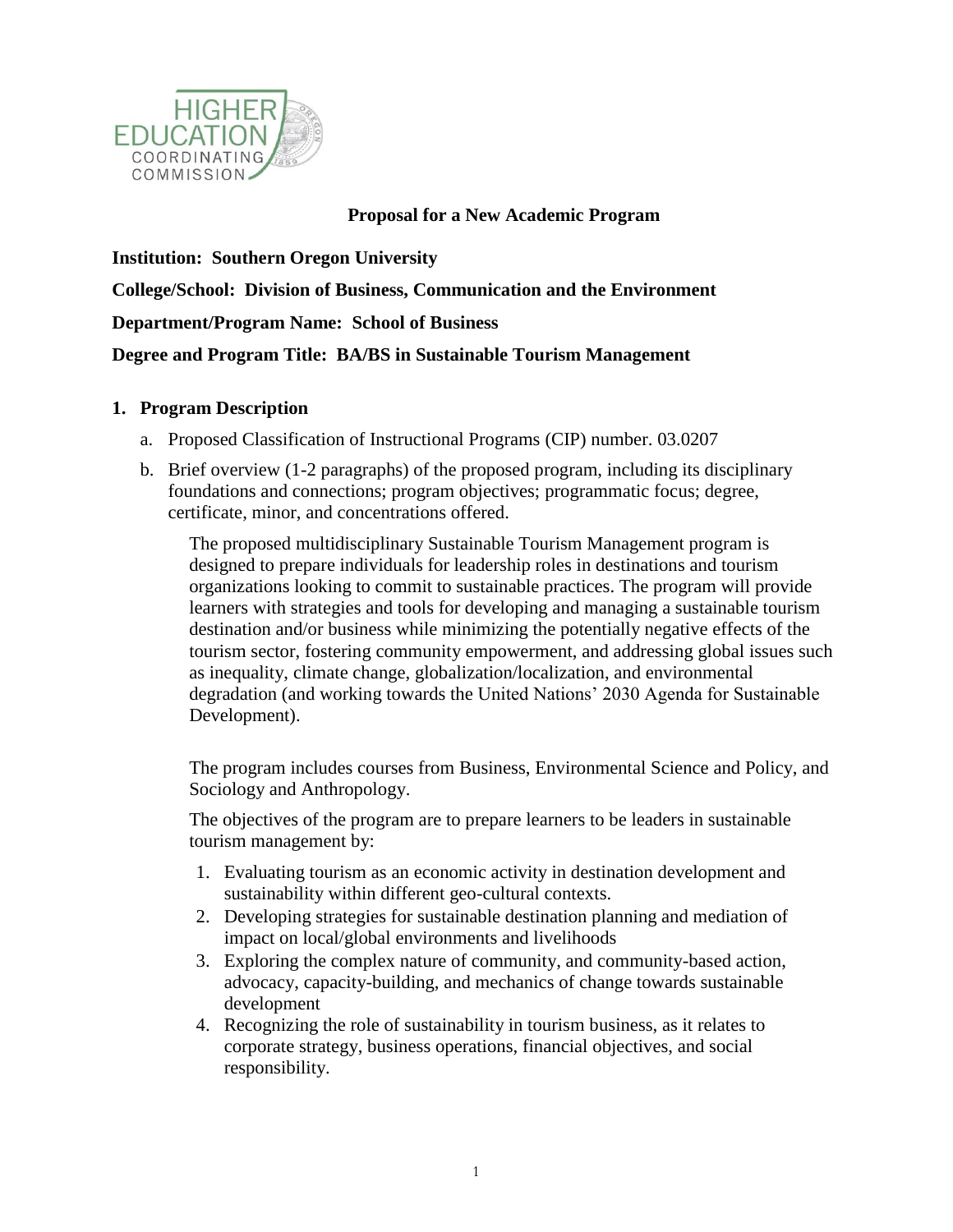**Proposal for a New Academic Program**

**Institution: Southern Oregon University**

**College/School: Division of Business, Communication and the Environment**

**Department/Program Name: School of Business**

**Degree and Program Title: BA/BS in Sustainable Tourism Management**

## 1. Program Description

a. Proposed Classification of Instructional Programs (CIP) number. 03.0207

b. Brief overview (1-2 paragraphs) of the proposed program, including its disciplinary foundations and connections; program objectives; programmatic focus; degree, certificate, minor, and concentrations offered.

The proposed multidisciplinary Sustainable Tourism Management program is designed to prepare individuals for leadership roles in destinations and tourism organizations looking to commit to sustainable practices. The program will provide learners with strategies and tools for developing and managing a sustainable tourism destination and/or business while minimizing the potentially negative effects of the tourism sector, fostering community empowerment, and addressing global issues such as inequality, climate change, globalization/localization, and environmental degradation (and working towards the United Nations' 2030 Agenda for Sustainable Development).

The program includes courses from Business, Environmental Science and Policy, and Sociology and Anthropology.

The objectives of the program are to prepare learners to be leaders in sustainable tourism management by:

1. Evaluating tourism as an economic activity in destination development and sustainability within different geo-cultural contexts.
2. Developing strategies for sustainable destination planning and mediation of impact on local/global environments and livelihoods
3. Exploring the complex nature of community, and community-based action, advocacy, capacity-building, and mechanics of change towards sustainable development
4. Recognizing the role of sustainability in tourism business, as it relates to corporate strategy, business operations, financial objectives, and social responsibility.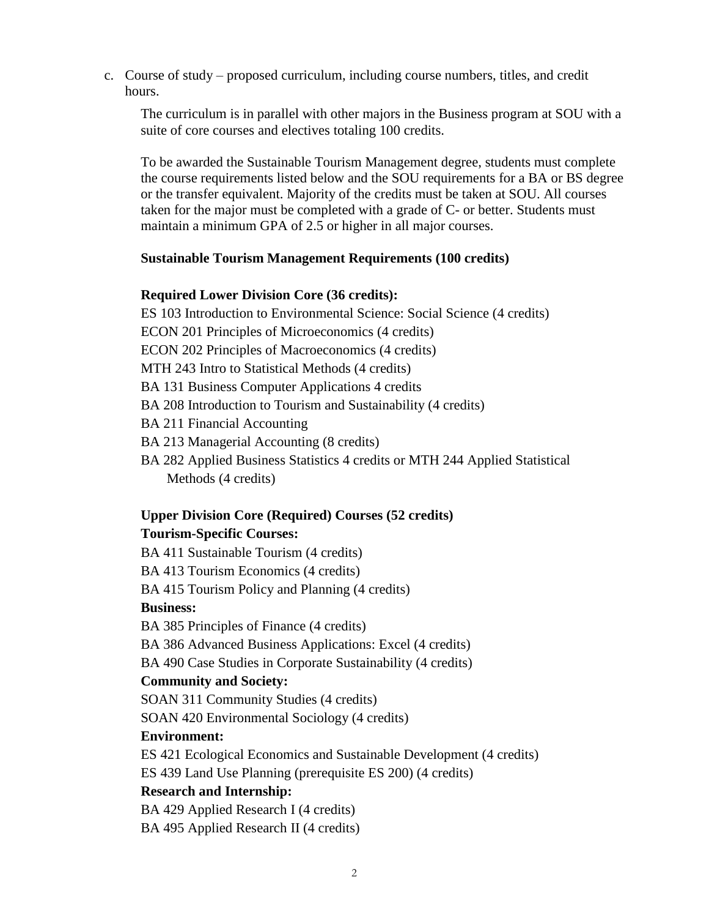c. Course of study – proposed curriculum, including course numbers, titles, and credit hours.

The curriculum is in parallel with other majors in the Business program at SOU with a suite of core courses and electives totaling 100 credits.

To be awarded the Sustainable Tourism Management degree, students must complete the course requirements listed below and the SOU requirements for a BA or BS degree or the transfer equivalent. Majority of the credits must be taken at SOU. All courses taken for the major must be completed with a grade of C- or better. Students must maintain a minimum GPA of 2.5 or higher in all major courses.

**Sustainable Tourism Management Requirements (100 credits)**

**Required Lower Division Core (36 credits):**

ES 103 Introduction to Environmental Science: Social Science (4 credits)
ECON 201 Principles of Microeconomics (4 credits)
ECON 202 Principles of Macroeconomics (4 credits)
MTH 243 Intro to Statistical Methods (4 credits)
BA 131 Business Computer Applications 4 credits
BA 208 Introduction to Tourism and Sustainability (4 credits)
BA 211 Financial Accounting
BA 213 Managerial Accounting (8 credits)
BA 282 Applied Business Statistics 4 credits or MTH 244 Applied Statistical Methods (4 credits)

**Upper Division Core (Required) Courses (52 credits)**

**Tourism-Specific Courses:**

BA 411 Sustainable Tourism (4 credits)
BA 413 Tourism Economics (4 credits)
BA 415 Tourism Policy and Planning (4 credits)

**Business:**

BA 385 Principles of Finance (4 credits)
BA 386 Advanced Business Applications: Excel (4 credits)
BA 490 Case Studies in Corporate Sustainability (4 credits)

**Community and Society:**

SOAN 311 Community Studies (4 credits)
SOAN 420 Environmental Sociology (4 credits)

**Environment:**

ES 421 Ecological Economics and Sustainable Development (4 credits)
ES 439 Land Use Planning (prerequisite ES 200) (4 credits)

**Research and Internship:**

BA 429 Applied Research I (4 credits)
BA 495 Applied Research II (4 credits)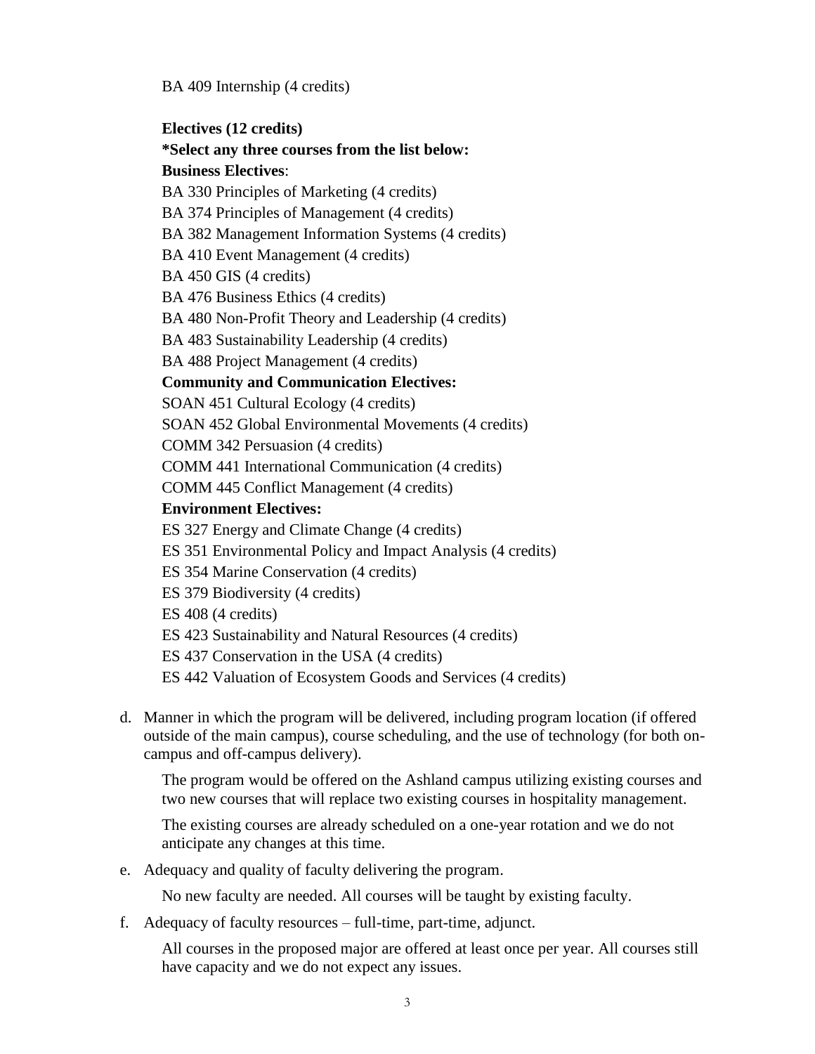BA 409 Internship (4 credits)

**Electives (12 credits)**

**\*Select any three courses from the list below:**

**Business Electives**:

BA 330 Principles of Marketing (4 credits)

BA 374 Principles of Management (4 credits)

BA 382 Management Information Systems (4 credits)

BA 410 Event Management (4 credits)

BA 450 GIS (4 credits)

BA 476 Business Ethics (4 credits)

BA 480 Non-Profit Theory and Leadership (4 credits)

BA 483 Sustainability Leadership (4 credits)

BA 488 Project Management (4 credits)

**Community and Communication Electives:**

SOAN 451 Cultural Ecology (4 credits)

SOAN 452 Global Environmental Movements (4 credits)

COMM 342 Persuasion (4 credits)

COMM 441 International Communication (4 credits)

COMM 445 Conflict Management (4 credits)

**Environment Electives:**

ES 327 Energy and Climate Change (4 credits)

ES 351 Environmental Policy and Impact Analysis (4 credits)

ES 354 Marine Conservation (4 credits)

ES 379 Biodiversity (4 credits)

ES 408 (4 credits)

ES 423 Sustainability and Natural Resources (4 credits)

ES 437 Conservation in the USA (4 credits)

ES 442 Valuation of Ecosystem Goods and Services (4 credits)

d. Manner in which the program will be delivered, including program location (if offered outside of the main campus), course scheduling, and the use of technology (for both on-campus and off-campus delivery).

   The program would be offered on the Ashland campus utilizing existing courses and two new courses that will replace two existing courses in hospitality management.

   The existing courses are already scheduled on a one-year rotation and we do not anticipate any changes at this time.

e. Adequacy and quality of faculty delivering the program.

   No new faculty are needed. All courses will be taught by existing faculty.

f. Adequacy of faculty resources – full-time, part-time, adjunct.

   All courses in the proposed major are offered at least once per year. All courses still have capacity and we do not expect any issues.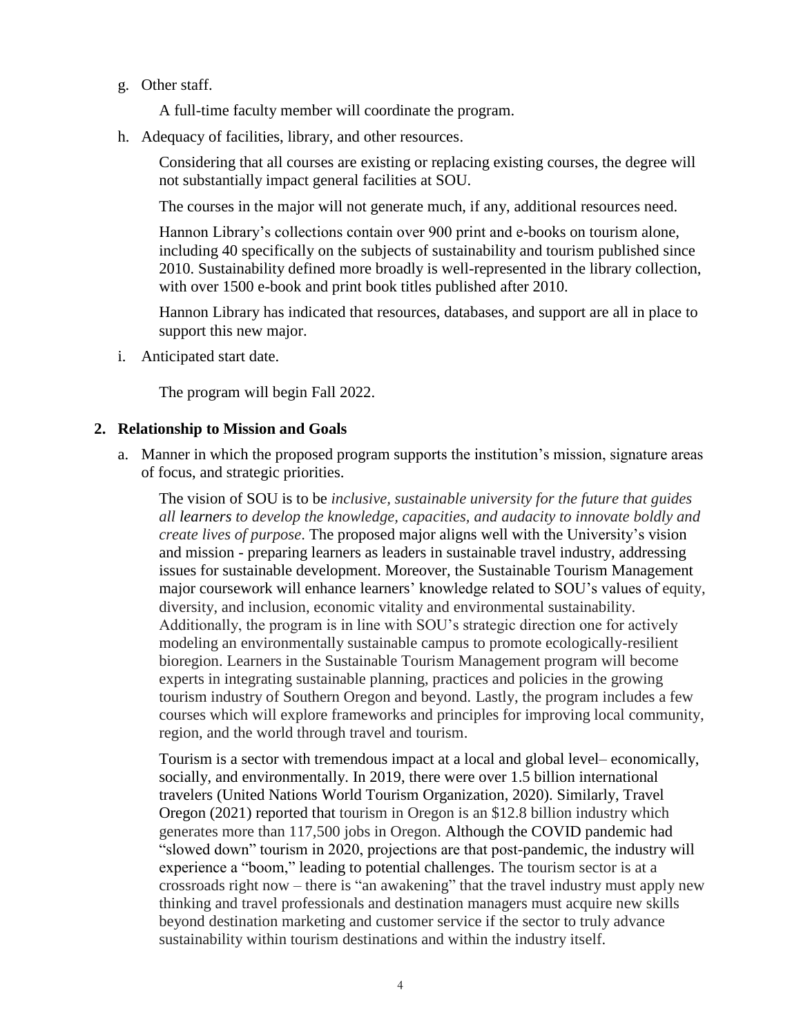g. Other staff.

   A full-time faculty member will coordinate the program.

h. Adequacy of facilities, library, and other resources.

   Considering that all courses are existing or replacing existing courses, the degree will not substantially impact general facilities at SOU.

   The courses in the major will not generate much, if any, additional resources need.

   Hannon Library's collections contain over 900 print and e-books on tourism alone, including 40 specifically on the subjects of sustainability and tourism published since 2010. Sustainability defined more broadly is well-represented in the library collection, with over 1500 e-book and print book titles published after 2010.

   Hannon Library has indicated that resources, databases, and support are all in place to support this new major.

i. Anticipated start date.

   The program will begin Fall 2022.

## 2. Relationship to Mission and Goals

a. Manner in which the proposed program supports the institution's mission, signature areas of focus, and strategic priorities.

   The vision of SOU is to be *inclusive, sustainable university for the future that guides all learners to develop the knowledge, capacities, and audacity to innovate boldly and create lives of purpose*. The proposed major aligns well with the University's vision and mission - preparing learners as leaders in sustainable travel industry, addressing issues for sustainable development. Moreover, the Sustainable Tourism Management major coursework will enhance learners' knowledge related to SOU's values of equity, diversity, and inclusion, economic vitality and environmental sustainability. Additionally, the program is in line with SOU's strategic direction one for actively modeling an environmentally sustainable campus to promote ecologically-resilient bioregion. Learners in the Sustainable Tourism Management program will become experts in integrating sustainable planning, practices and policies in the growing tourism industry of Southern Oregon and beyond. Lastly, the program includes a few courses which will explore frameworks and principles for improving local community, region, and the world through travel and tourism.

   Tourism is a sector with tremendous impact at a local and global level– economically, socially, and environmentally. In 2019, there were over 1.5 billion international travelers (United Nations World Tourism Organization, 2020). Similarly, Travel Oregon (2021) reported that tourism in Oregon is an $12.8 billion industry which generates more than 117,500 jobs in Oregon. Although the COVID pandemic had "slowed down" tourism in 2020, projections are that post-pandemic, the industry will experience a "boom," leading to potential challenges. The tourism sector is at a crossroads right now – there is "an awakening" that the travel industry must apply new thinking and travel professionals and destination managers must acquire new skills beyond destination marketing and customer service if the sector to truly advance sustainability within tourism destinations and within the industry itself.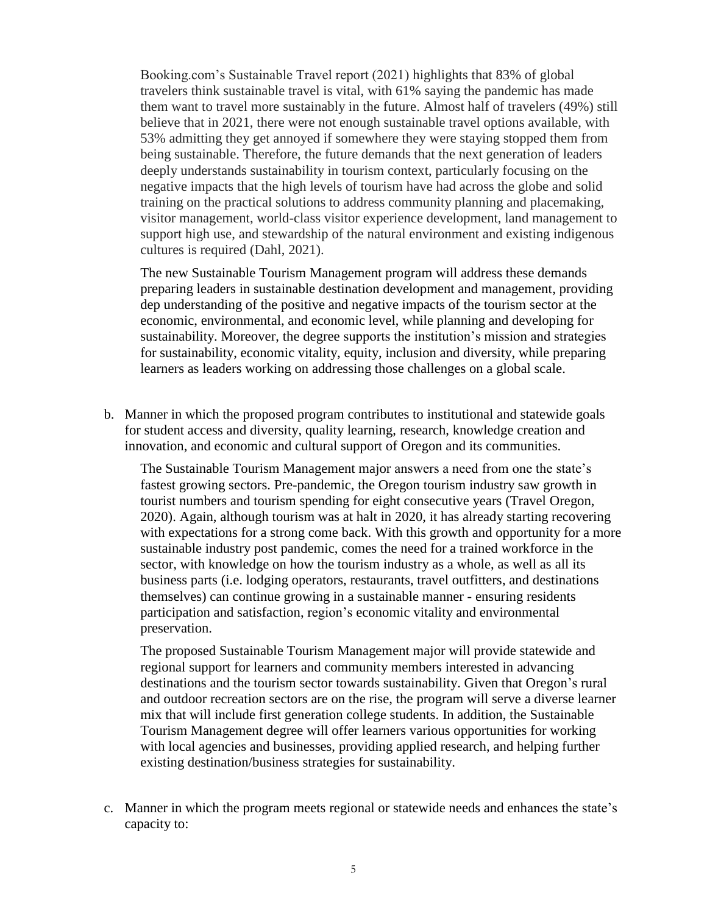Booking.com's Sustainable Travel report (2021) highlights that 83% of global travelers think sustainable travel is vital, with 61% saying the pandemic has made them want to travel more sustainably in the future. Almost half of travelers (49%) still believe that in 2021, there were not enough sustainable travel options available, with 53% admitting they get annoyed if somewhere they were staying stopped them from being sustainable. Therefore, the future demands that the next generation of leaders deeply understands sustainability in tourism context, particularly focusing on the negative impacts that the high levels of tourism have had across the globe and solid training on the practical solutions to address community planning and placemaking, visitor management, world-class visitor experience development, land management to support high use, and stewardship of the natural environment and existing indigenous cultures is required (Dahl, 2021).

The new Sustainable Tourism Management program will address these demands preparing leaders in sustainable destination development and management, providing dep understanding of the positive and negative impacts of the tourism sector at the economic, environmental, and economic level, while planning and developing for sustainability. Moreover, the degree supports the institution's mission and strategies for sustainability, economic vitality, equity, inclusion and diversity, while preparing learners as leaders working on addressing those challenges on a global scale.

b. Manner in which the proposed program contributes to institutional and statewide goals for student access and diversity, quality learning, research, knowledge creation and innovation, and economic and cultural support of Oregon and its communities.

The Sustainable Tourism Management major answers a need from one the state's fastest growing sectors. Pre-pandemic, the Oregon tourism industry saw growth in tourist numbers and tourism spending for eight consecutive years (Travel Oregon, 2020). Again, although tourism was at halt in 2020, it has already starting recovering with expectations for a strong come back. With this growth and opportunity for a more sustainable industry post pandemic, comes the need for a trained workforce in the sector, with knowledge on how the tourism industry as a whole, as well as all its business parts (i.e. lodging operators, restaurants, travel outfitters, and destinations themselves) can continue growing in a sustainable manner - ensuring residents participation and satisfaction, region's economic vitality and environmental preservation.

The proposed Sustainable Tourism Management major will provide statewide and regional support for learners and community members interested in advancing destinations and the tourism sector towards sustainability. Given that Oregon's rural and outdoor recreation sectors are on the rise, the program will serve a diverse learner mix that will include first generation college students. In addition, the Sustainable Tourism Management degree will offer learners various opportunities for working with local agencies and businesses, providing applied research, and helping further existing destination/business strategies for sustainability.

c. Manner in which the program meets regional or statewide needs and enhances the state's capacity to: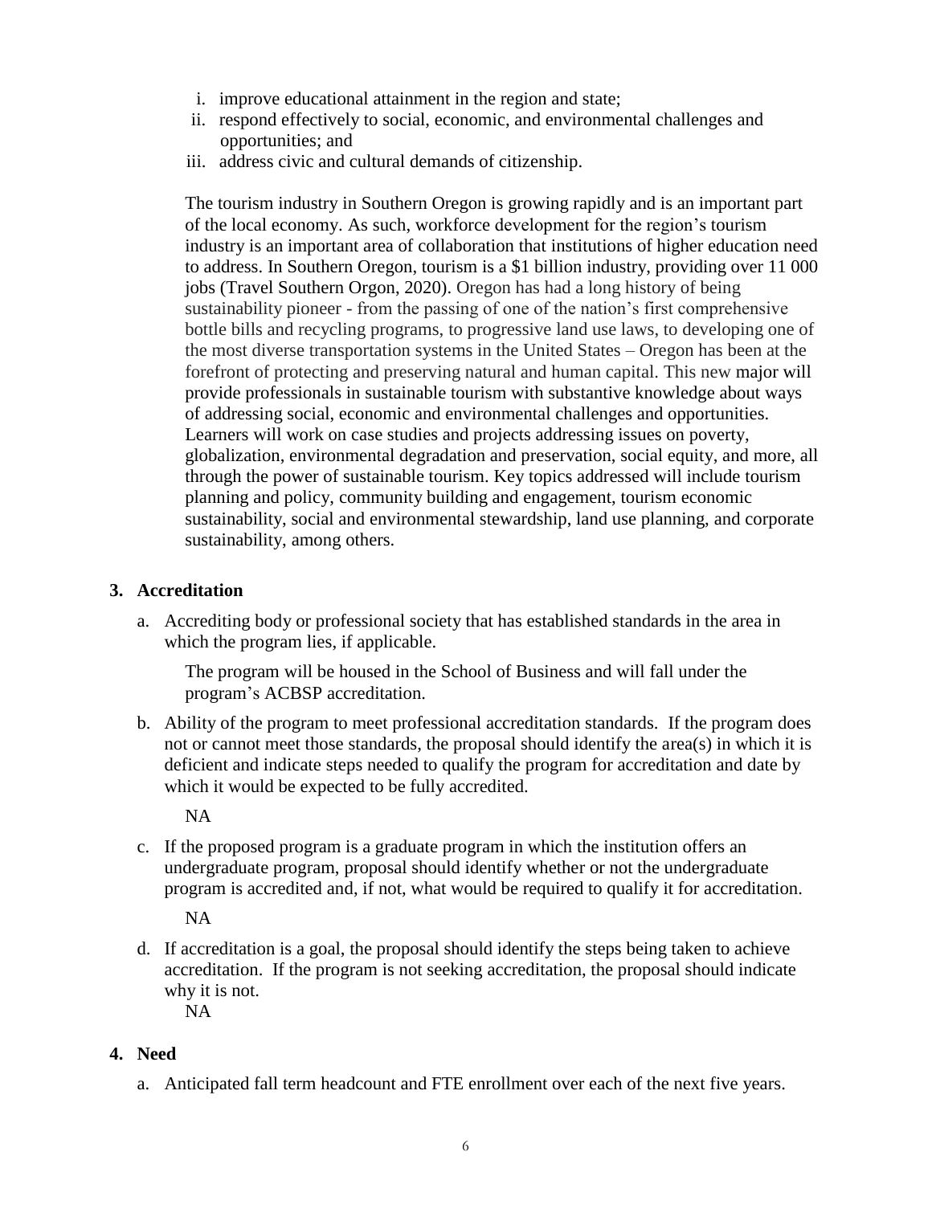i. improve educational attainment in the region and state;
   ii. respond effectively to social, economic, and environmental challenges and opportunities; and
   iii. address civic and cultural demands of citizenship.

   The tourism industry in Southern Oregon is growing rapidly and is an important part of the local economy. As such, workforce development for the region's tourism industry is an important area of collaboration that institutions of higher education need to address. In Southern Oregon, tourism is a $1 billion industry, providing over 11 000 jobs (Travel Southern Orgon, 2020). Oregon has had a long history of being sustainability pioneer - from the passing of one of the nation's first comprehensive bottle bills and recycling programs, to progressive land use laws, to developing one of the most diverse transportation systems in the United States – Oregon has been at the forefront of protecting and preserving natural and human capital. This new major will provide professionals in sustainable tourism with substantive knowledge about ways of addressing social, economic and environmental challenges and opportunities. Learners will work on case studies and projects addressing issues on poverty, globalization, environmental degradation and preservation, social equity, and more, all through the power of sustainable tourism. Key topics addressed will include tourism planning and policy, community building and engagement, tourism economic sustainability, social and environmental stewardship, land use planning, and corporate sustainability, among others.

**3. Accreditation**

a. Accrediting body or professional society that has established standards in the area in which the program lies, if applicable.

   The program will be housed in the School of Business and will fall under the program's ACBSP accreditation.

b. Ability of the program to meet professional accreditation standards. If the program does not or cannot meet those standards, the proposal should identify the area(s) in which it is deficient and indicate steps needed to qualify the program for accreditation and date by which it would be expected to be fully accredited.

   NA

c. If the proposed program is a graduate program in which the institution offers an undergraduate program, proposal should identify whether or not the undergraduate program is accredited and, if not, what would be required to qualify it for accreditation.

   NA

d. If accreditation is a goal, the proposal should identify the steps being taken to achieve accreditation. If the program is not seeking accreditation, the proposal should indicate why it is not.

   NA

**4. Need**

a. Anticipated fall term headcount and FTE enrollment over each of the next five years.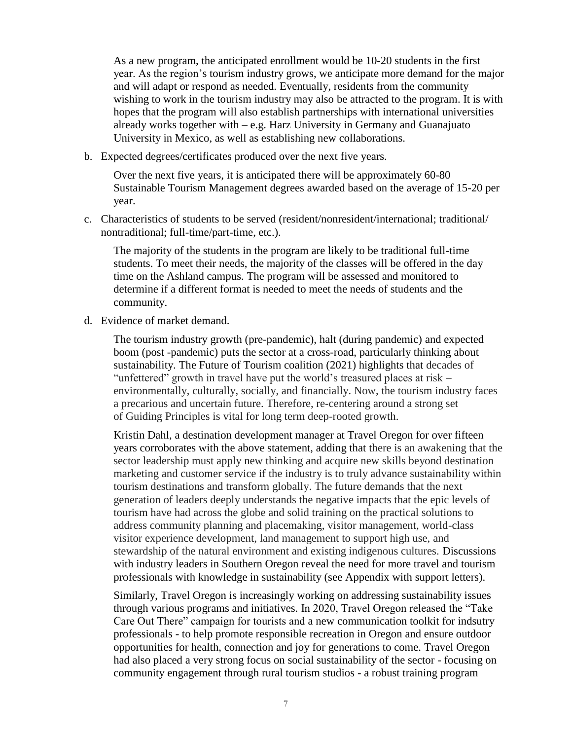As a new program, the anticipated enrollment would be 10-20 students in the first year. As the region's tourism industry grows, we anticipate more demand for the major and will adapt or respond as needed. Eventually, residents from the community wishing to work in the tourism industry may also be attracted to the program. It is with hopes that the program will also establish partnerships with international universities already works together with – e.g. Harz University in Germany and Guanajuato University in Mexico, as well as establishing new collaborations.

b. Expected degrees/certificates produced over the next five years.

Over the next five years, it is anticipated there will be approximately 60-80 Sustainable Tourism Management degrees awarded based on the average of 15-20 per year.

c. Characteristics of students to be served (resident/nonresident/international; traditional/ nontraditional; full-time/part-time, etc.).

The majority of the students in the program are likely to be traditional full-time students. To meet their needs, the majority of the classes will be offered in the day time on the Ashland campus. The program will be assessed and monitored to determine if a different format is needed to meet the needs of students and the community.

d. Evidence of market demand.

The tourism industry growth (pre-pandemic), halt (during pandemic) and expected boom (post -pandemic) puts the sector at a cross-road, particularly thinking about sustainability. The Future of Tourism coalition (2021) highlights that decades of "unfettered" growth in travel have put the world's treasured places at risk – environmentally, culturally, socially, and financially. Now, the tourism industry faces a precarious and uncertain future. Therefore, re-centering around a strong set of Guiding Principles is vital for long term deep-rooted growth.

Kristin Dahl, a destination development manager at Travel Oregon for over fifteen years corroborates with the above statement, adding that there is an awakening that the sector leadership must apply new thinking and acquire new skills beyond destination marketing and customer service if the industry is to truly advance sustainability within tourism destinations and transform globally. The future demands that the next generation of leaders deeply understands the negative impacts that the epic levels of tourism have had across the globe and solid training on the practical solutions to address community planning and placemaking, visitor management, world-class visitor experience development, land management to support high use, and stewardship of the natural environment and existing indigenous cultures. Discussions with industry leaders in Southern Oregon reveal the need for more travel and tourism professionals with knowledge in sustainability (see Appendix with support letters).

Similarly, Travel Oregon is increasingly working on addressing sustainability issues through various programs and initiatives. In 2020, Travel Oregon released the "Take Care Out There" campaign for tourists and a new communication toolkit for indsutry professionals - to help promote responsible recreation in Oregon and ensure outdoor opportunities for health, connection and joy for generations to come. Travel Oregon had also placed a very strong focus on social sustainability of the sector - focusing on community engagement through rural tourism studios - a robust training program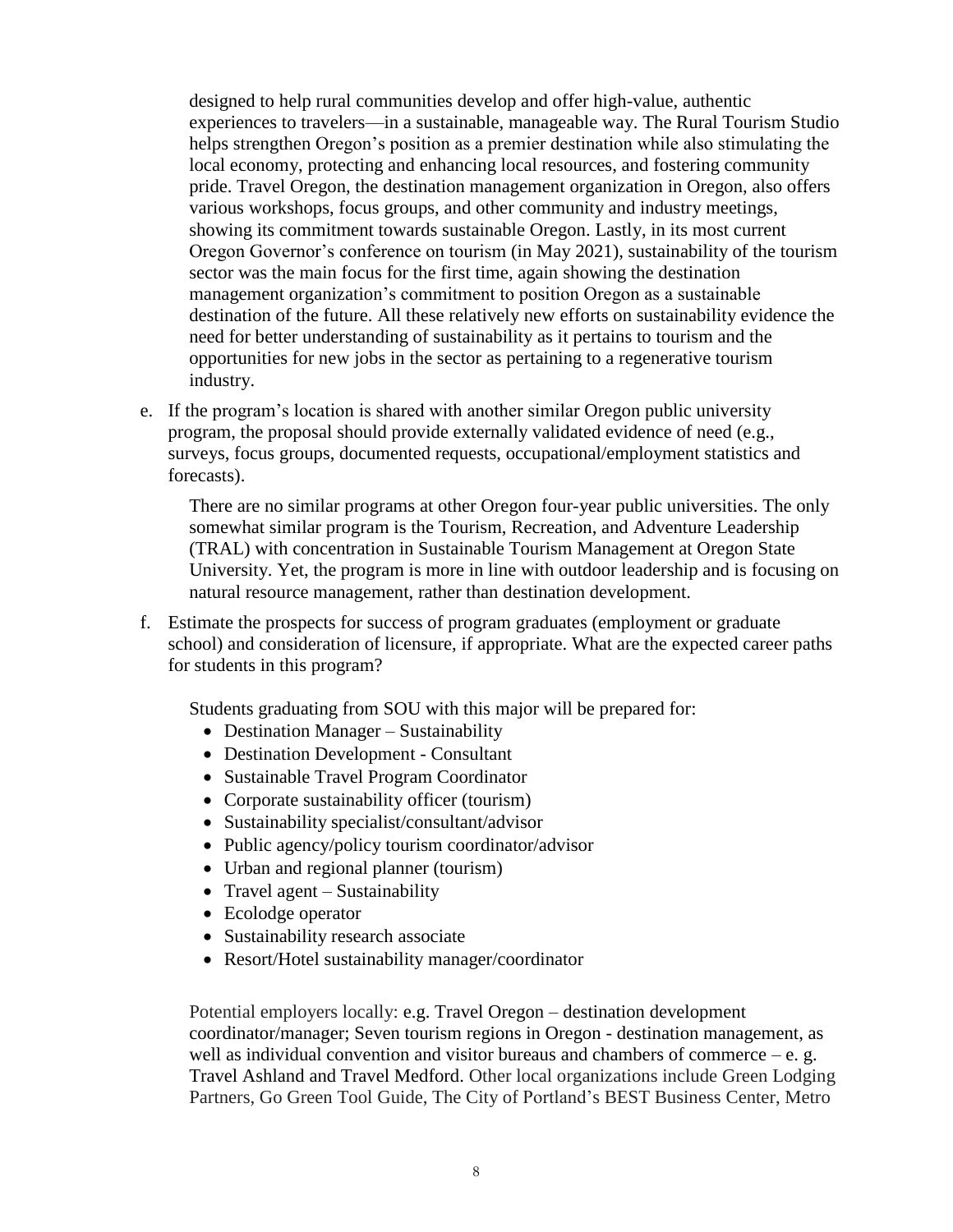designed to help rural communities develop and offer high-value, authentic experiences to travelers—in a sustainable, manageable way. The Rural Tourism Studio helps strengthen Oregon's position as a premier destination while also stimulating the local economy, protecting and enhancing local resources, and fostering community pride. Travel Oregon, the destination management organization in Oregon, also offers various workshops, focus groups, and other community and industry meetings, showing its commitment towards sustainable Oregon. Lastly, in its most current Oregon Governor's conference on tourism (in May 2021), sustainability of the tourism sector was the main focus for the first time, again showing the destination management organization's commitment to position Oregon as a sustainable destination of the future. All these relatively new efforts on sustainability evidence the need for better understanding of sustainability as it pertains to tourism and the opportunities for new jobs in the sector as pertaining to a regenerative tourism industry.

e. If the program's location is shared with another similar Oregon public university program, the proposal should provide externally validated evidence of need (e.g., surveys, focus groups, documented requests, occupational/employment statistics and forecasts).

   There are no similar programs at other Oregon four-year public universities. The only somewhat similar program is the Tourism, Recreation, and Adventure Leadership (TRAL) with concentration in Sustainable Tourism Management at Oregon State University. Yet, the program is more in line with outdoor leadership and is focusing on natural resource management, rather than destination development.

f. Estimate the prospects for success of program graduates (employment or graduate school) and consideration of licensure, if appropriate. What are the expected career paths for students in this program?

   Students graduating from SOU with this major will be prepared for:

   - Destination Manager – Sustainability
   - Destination Development - Consultant
   - Sustainable Travel Program Coordinator
   - Corporate sustainability officer (tourism)
   - Sustainability specialist/consultant/advisor
   - Public agency/policy tourism coordinator/advisor
   - Urban and regional planner (tourism)
   - Travel agent – Sustainability
   - Ecolodge operator
   - Sustainability research associate
   - Resort/Hotel sustainability manager/coordinator

   Potential employers locally: e.g. Travel Oregon – destination development coordinator/manager; Seven tourism regions in Oregon - destination management, as well as individual convention and visitor bureaus and chambers of commerce – e. g. Travel Ashland and Travel Medford. Other local organizations include Green Lodging Partners, Go Green Tool Guide, The City of Portland's BEST Business Center, Metro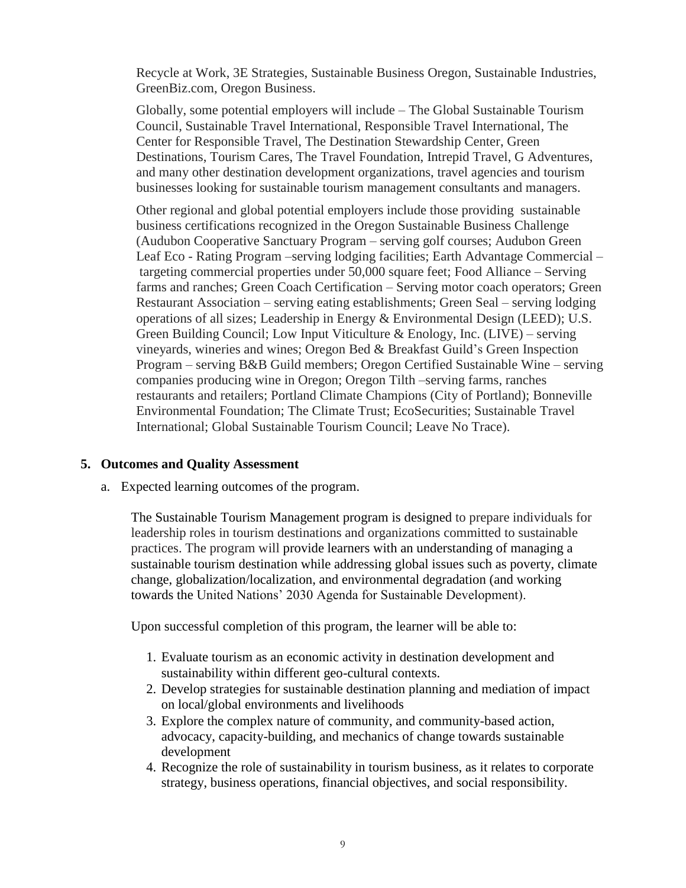Recycle at Work, 3E Strategies, Sustainable Business Oregon, Sustainable Industries, GreenBiz.com, Oregon Business.

Globally, some potential employers will include – The Global Sustainable Tourism Council, Sustainable Travel International, Responsible Travel International, The Center for Responsible Travel, The Destination Stewardship Center, Green Destinations, Tourism Cares, The Travel Foundation, Intrepid Travel, G Adventures, and many other destination development organizations, travel agencies and tourism businesses looking for sustainable tourism management consultants and managers.

Other regional and global potential employers include those providing sustainable business certifications recognized in the Oregon Sustainable Business Challenge (Audubon Cooperative Sanctuary Program – serving golf courses; Audubon Green Leaf Eco - Rating Program –serving lodging facilities; Earth Advantage Commercial – targeting commercial properties under 50,000 square feet; Food Alliance – Serving farms and ranches; Green Coach Certification – Serving motor coach operators; Green Restaurant Association – serving eating establishments; Green Seal – serving lodging operations of all sizes; Leadership in Energy & Environmental Design (LEED); U.S. Green Building Council; Low Input Viticulture & Enology, Inc. (LIVE) – serving vineyards, wineries and wines; Oregon Bed & Breakfast Guild's Green Inspection Program – serving B&B Guild members; Oregon Certified Sustainable Wine – serving companies producing wine in Oregon; Oregon Tilth –serving farms, ranches restaurants and retailers; Portland Climate Champions (City of Portland); Bonneville Environmental Foundation; The Climate Trust; EcoSecurities; Sustainable Travel International; Global Sustainable Tourism Council; Leave No Trace).

**5. Outcomes and Quality Assessment**

a. Expected learning outcomes of the program.

The Sustainable Tourism Management program is designed to prepare individuals for leadership roles in tourism destinations and organizations committed to sustainable practices. The program will provide learners with an understanding of managing a sustainable tourism destination while addressing global issues such as poverty, climate change, globalization/localization, and environmental degradation (and working towards the United Nations' 2030 Agenda for Sustainable Development).

Upon successful completion of this program, the learner will be able to:

1. Evaluate tourism as an economic activity in destination development and sustainability within different geo-cultural contexts.
2. Develop strategies for sustainable destination planning and mediation of impact on local/global environments and livelihoods
3. Explore the complex nature of community, and community-based action, advocacy, capacity-building, and mechanics of change towards sustainable development
4. Recognize the role of sustainability in tourism business, as it relates to corporate strategy, business operations, financial objectives, and social responsibility.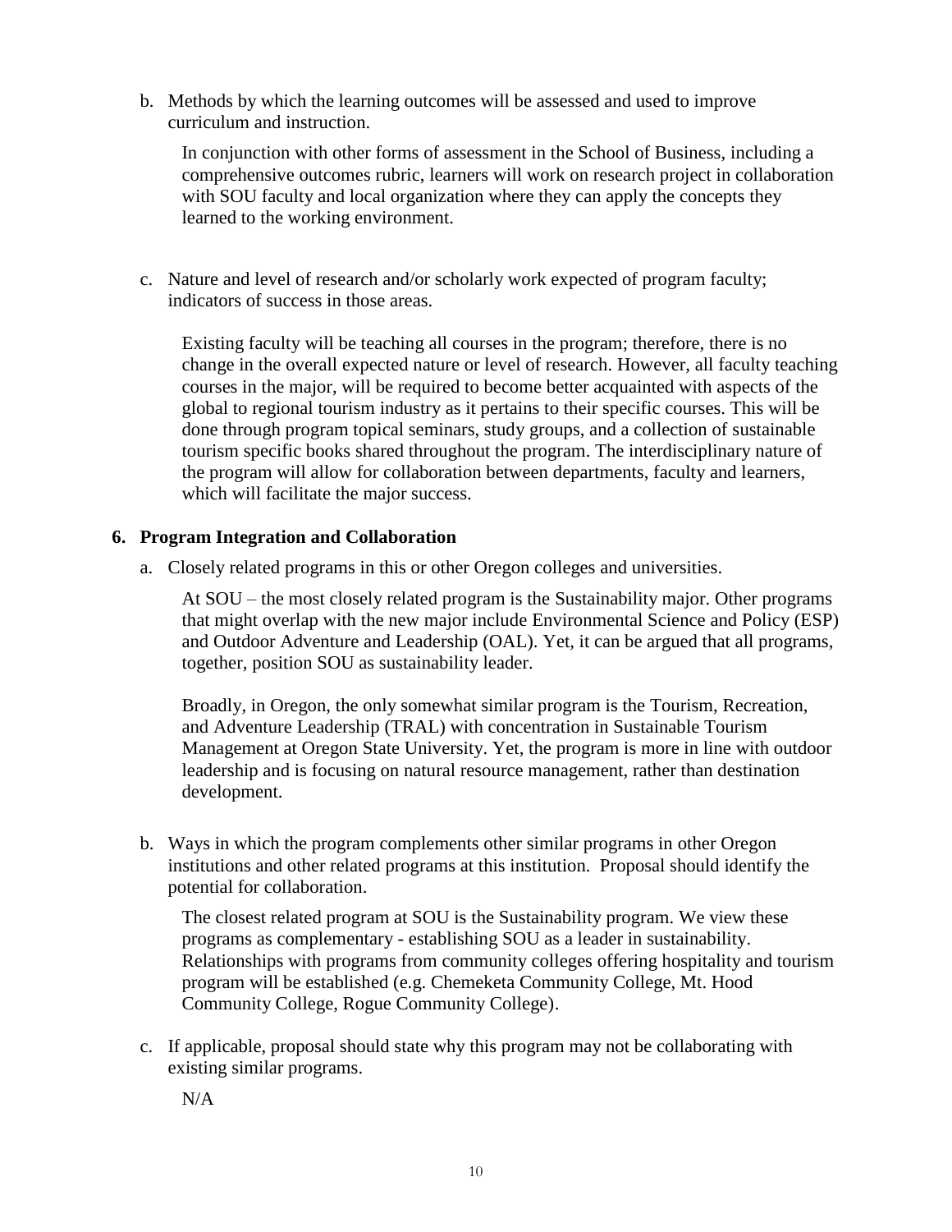b. Methods by which the learning outcomes will be assessed and used to improve curriculum and instruction.

   In conjunction with other forms of assessment in the School of Business, including a comprehensive outcomes rubric, learners will work on research project in collaboration with SOU faculty and local organization where they can apply the concepts they learned to the working environment.

c. Nature and level of research and/or scholarly work expected of program faculty; indicators of success in those areas.

   Existing faculty will be teaching all courses in the program; therefore, there is no change in the overall expected nature or level of research. However, all faculty teaching courses in the major, will be required to become better acquainted with aspects of the global to regional tourism industry as it pertains to their specific courses. This will be done through program topical seminars, study groups, and a collection of sustainable tourism specific books shared throughout the program. The interdisciplinary nature of the program will allow for collaboration between departments, faculty and learners, which will facilitate the major success.

### 6. Program Integration and Collaboration

a. Closely related programs in this or other Oregon colleges and universities.

   At SOU – the most closely related program is the Sustainability major. Other programs that might overlap with the new major include Environmental Science and Policy (ESP) and Outdoor Adventure and Leadership (OAL). Yet, it can be argued that all programs, together, position SOU as sustainability leader.

   Broadly, in Oregon, the only somewhat similar program is the Tourism, Recreation, and Adventure Leadership (TRAL) with concentration in Sustainable Tourism Management at Oregon State University. Yet, the program is more in line with outdoor leadership and is focusing on natural resource management, rather than destination development.

b. Ways in which the program complements other similar programs in other Oregon institutions and other related programs at this institution. Proposal should identify the potential for collaboration.

   The closest related program at SOU is the Sustainability program. We view these programs as complementary - establishing SOU as a leader in sustainability. Relationships with programs from community colleges offering hospitality and tourism program will be established (e.g. Chemeketa Community College, Mt. Hood Community College, Rogue Community College).

c. If applicable, proposal should state why this program may not be collaborating with existing similar programs.

   N/A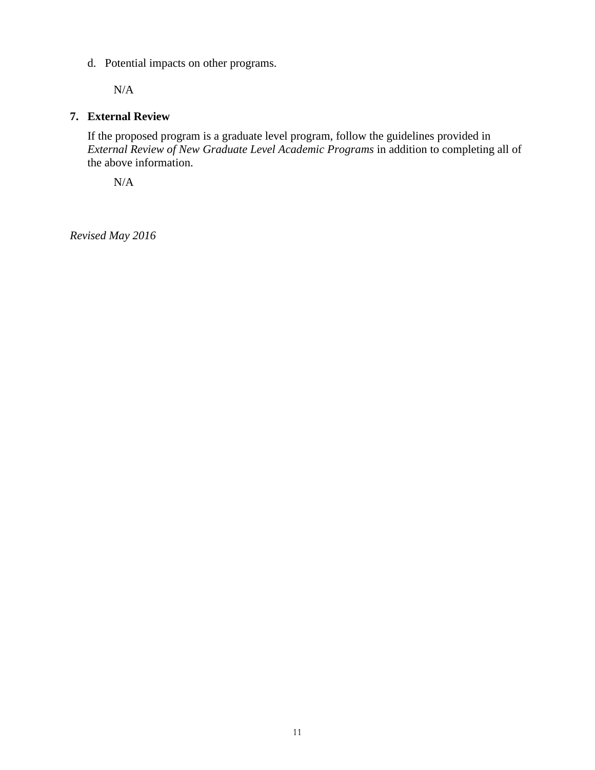d. Potential impacts on other programs.

N/A

**7. External Review**

If the proposed program is a graduate level program, follow the guidelines provided in *External Review of New Graduate Level Academic Programs* in addition to completing all of the above information.

N/A

*Revised May 2016*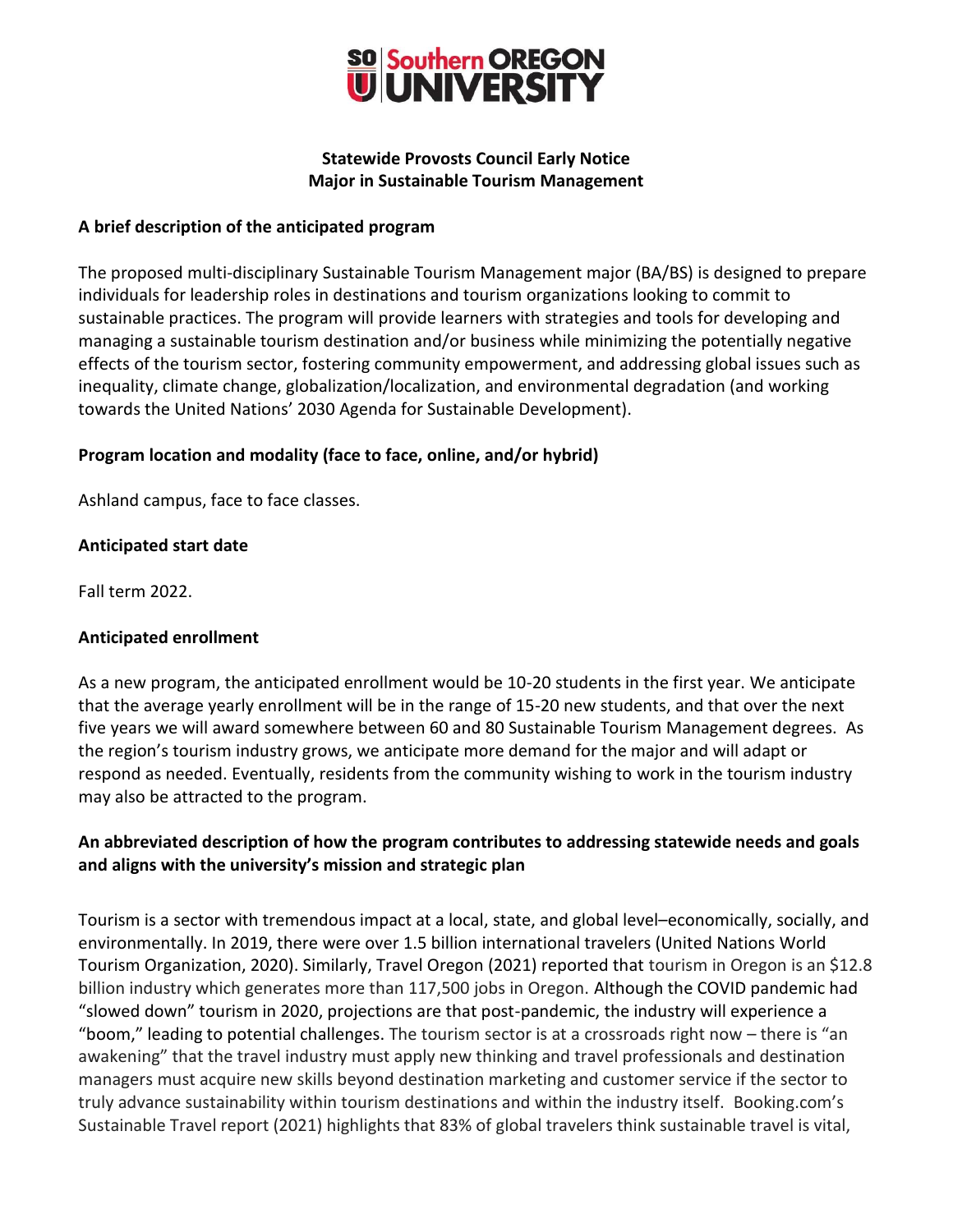**Statewide Provosts Council Early Notice**
**Major in Sustainable Tourism Management**

## A brief description of the anticipated program

The proposed multi-disciplinary Sustainable Tourism Management major (BA/BS) is designed to prepare individuals for leadership roles in destinations and tourism organizations looking to commit to sustainable practices. The program will provide learners with strategies and tools for developing and managing a sustainable tourism destination and/or business while minimizing the potentially negative effects of the tourism sector, fostering community empowerment, and addressing global issues such as inequality, climate change, globalization/localization, and environmental degradation (and working towards the United Nations' 2030 Agenda for Sustainable Development).

## Program location and modality (face to face, online, and/or hybrid)

Ashland campus, face to face classes.

## Anticipated start date

Fall term 2022.

## Anticipated enrollment

As a new program, the anticipated enrollment would be 10-20 students in the first year. We anticipate that the average yearly enrollment will be in the range of 15-20 new students, and that over the next five years we will award somewhere between 60 and 80 Sustainable Tourism Management degrees. As the region's tourism industry grows, we anticipate more demand for the major and will adapt or respond as needed. Eventually, residents from the community wishing to work in the tourism industry may also be attracted to the program.

## An abbreviated description of how the program contributes to addressing statewide needs and goals and aligns with the university's mission and strategic plan

Tourism is a sector with tremendous impact at a local, state, and global level–economically, socially, and environmentally. In 2019, there were over 1.5 billion international travelers (United Nations World Tourism Organization, 2020). Similarly, Travel Oregon (2021) reported that tourism in Oregon is an $12.8 billion industry which generates more than 117,500 jobs in Oregon. Although the COVID pandemic had "slowed down" tourism in 2020, projections are that post-pandemic, the industry will experience a "boom," leading to potential challenges. The tourism sector is at a crossroads right now – there is "an awakening" that the travel industry must apply new thinking and travel professionals and destination managers must acquire new skills beyond destination marketing and customer service if the sector to truly advance sustainability within tourism destinations and within the industry itself. Booking.com's Sustainable Travel report (2021) highlights that 83% of global travelers think sustainable travel is vital,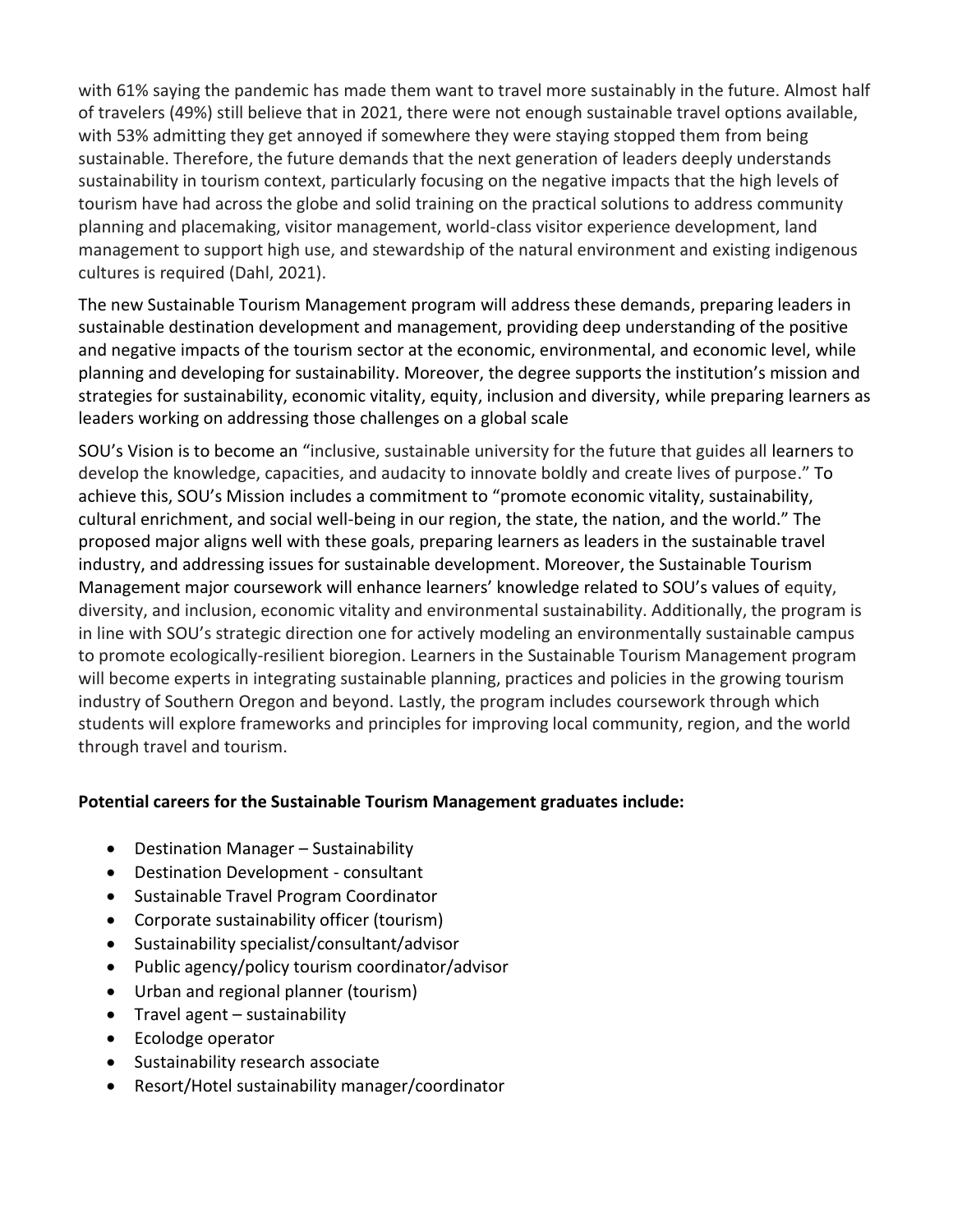with 61% saying the pandemic has made them want to travel more sustainably in the future. Almost half of travelers (49%) still believe that in 2021, there were not enough sustainable travel options available, with 53% admitting they get annoyed if somewhere they were staying stopped them from being sustainable. Therefore, the future demands that the next generation of leaders deeply understands sustainability in tourism context, particularly focusing on the negative impacts that the high levels of tourism have had across the globe and solid training on the practical solutions to address community planning and placemaking, visitor management, world-class visitor experience development, land management to support high use, and stewardship of the natural environment and existing indigenous cultures is required (Dahl, 2021).

The new Sustainable Tourism Management program will address these demands, preparing leaders in sustainable destination development and management, providing deep understanding of the positive and negative impacts of the tourism sector at the economic, environmental, and economic level, while planning and developing for sustainability. Moreover, the degree supports the institution's mission and strategies for sustainability, economic vitality, equity, inclusion and diversity, while preparing learners as leaders working on addressing those challenges on a global scale

SOU's Vision is to become an "inclusive, sustainable university for the future that guides all learners to develop the knowledge, capacities, and audacity to innovate boldly and create lives of purpose." To achieve this, SOU's Mission includes a commitment to "promote economic vitality, sustainability, cultural enrichment, and social well-being in our region, the state, the nation, and the world." The proposed major aligns well with these goals, preparing learners as leaders in the sustainable travel industry, and addressing issues for sustainable development. Moreover, the Sustainable Tourism Management major coursework will enhance learners' knowledge related to SOU's values of equity, diversity, and inclusion, economic vitality and environmental sustainability. Additionally, the program is in line with SOU's strategic direction one for actively modeling an environmentally sustainable campus to promote ecologically-resilient bioregion. Learners in the Sustainable Tourism Management program will become experts in integrating sustainable planning, practices and policies in the growing tourism industry of Southern Oregon and beyond. Lastly, the program includes coursework through which students will explore frameworks and principles for improving local community, region, and the world through travel and tourism.

**Potential careers for the Sustainable Tourism Management graduates include:**

- Destination Manager – Sustainability
- Destination Development - consultant
- Sustainable Travel Program Coordinator
- Corporate sustainability officer (tourism)
- Sustainability specialist/consultant/advisor
- Public agency/policy tourism coordinator/advisor
- Urban and regional planner (tourism)
- Travel agent – sustainability
- Ecolodge operator
- Sustainability research associate
- Resort/Hotel sustainability manager/coordinator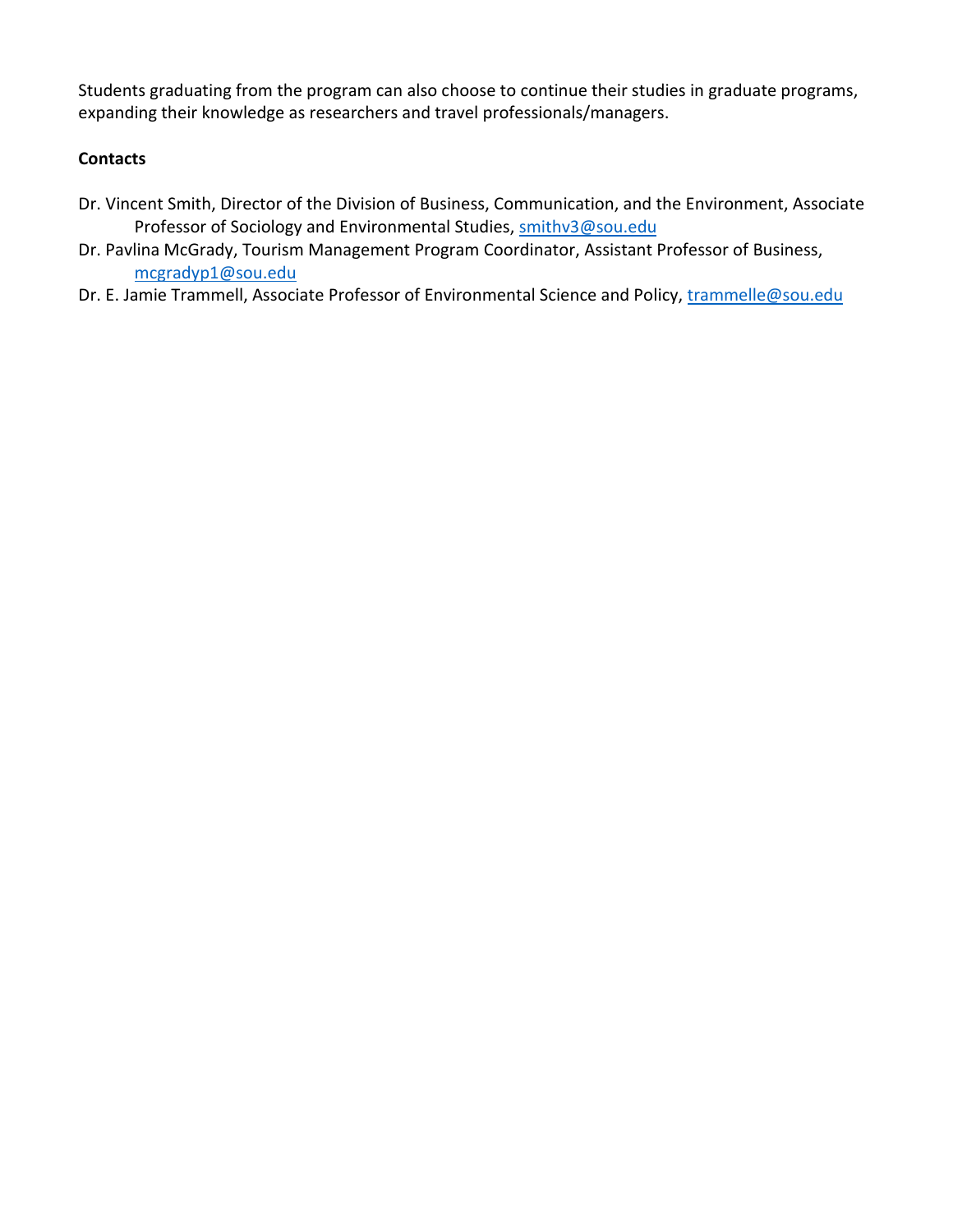Students graduating from the program can also choose to continue their studies in graduate programs, expanding their knowledge as researchers and travel professionals/managers.

**Contacts**

Dr. Vincent Smith, Director of the Division of Business, Communication, and the Environment, Associate Professor of Sociology and Environmental Studies, smithv3@sou.edu

Dr. Pavlina McGrady, Tourism Management Program Coordinator, Assistant Professor of Business, mcgradyp1@sou.edu

Dr. E. Jamie Trammell, Associate Professor of Environmental Science and Policy, trammelle@sou.edu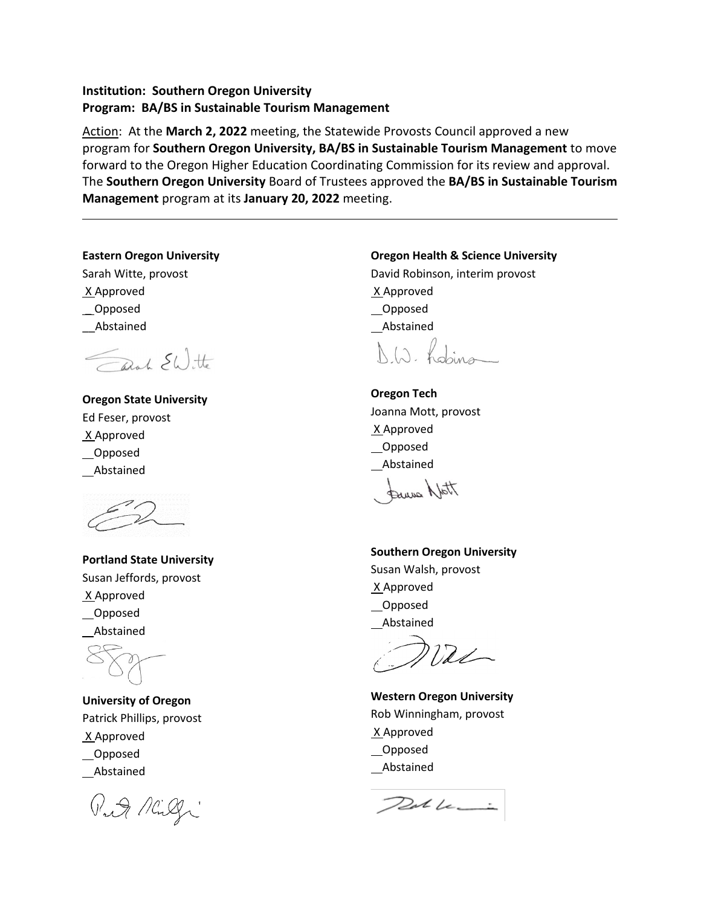**Institution: Southern Oregon University**
**Program: BA/BS in Sustainable Tourism Management**

Action: At the **March 2, 2022** meeting, the Statewide Provosts Council approved a new program for **Southern Oregon University, BA/BS in Sustainable Tourism Management** to move forward to the Oregon Higher Education Coordinating Commission for its review and approval. The **Southern Oregon University** Board of Trustees approved the **BA/BS in Sustainable Tourism Management** program at its **January 20, 2022** meeting.

---

**Eastern Oregon University**
Sarah Witte, provost
X Approved
__Opposed
__Abstained

**Oregon State University**
Ed Feser, provost
X Approved
__Opposed
__Abstained

**Portland State University**
Susan Jeffords, provost
X Approved
__Opposed
__Abstained

**University of Oregon**
Patrick Phillips, provost
X Approved
__Opposed
__Abstained

**Oregon Health & Science University**
David Robinson, interim provost
X Approved
__Opposed
__Abstained

**Oregon Tech**
Joanna Mott, provost
X Approved
__Opposed
__Abstained

**Southern Oregon University**
Susan Walsh, provost
X Approved
__Opposed
__Abstained

**Western Oregon University**
Rob Winningham, provost
X Approved
__Opposed
__Abstained